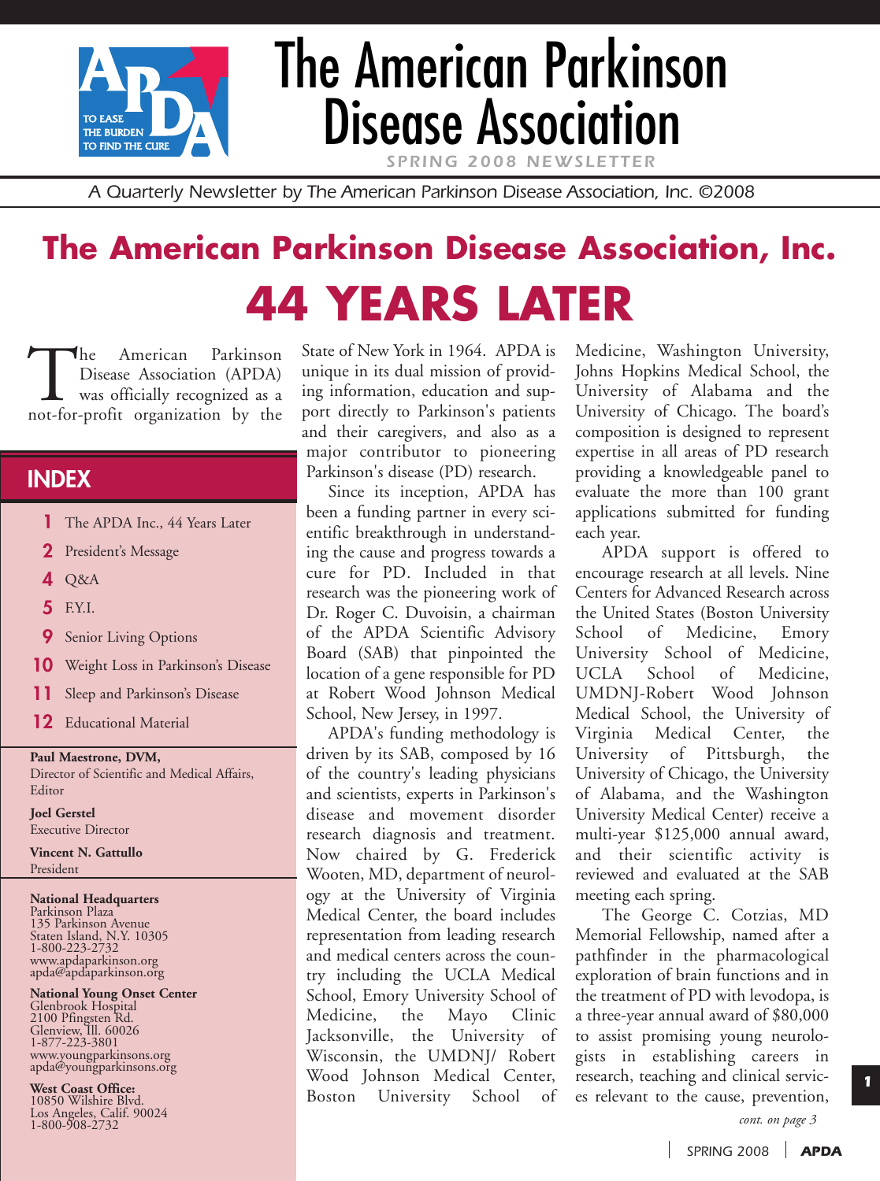# The American Parkinson Disease Association

SPRING 2008 NEWSLETTER

*A Quarterly Newsletter by The American Parkinson Disease Association, Inc. ©2008*

## The American Parkinson Disease Association, Inc.

# 44 YEARS LATER

The American Parkinson Disease Association (APDA) was officially recognized as a not-for-profit organization by the State of New York in 1964. APDA is unique in its dual mission of providing information, education and support directly to Parkinson's patients and their caregivers, and also as a major contributor to pioneering Parkinson's disease (PD) research.

Since its inception, APDA has been a funding partner in every scientific breakthrough in understanding the cause and progress towards a cure for PD. Included in that research was the pioneering work of Dr. Roger C. Duvoisin, a chairman of the APDA Scientific Advisory Board (SAB) that pinpointed the location of a gene responsible for PD at Robert Wood Johnson Medical School, New Jersey, in 1997.

APDA's funding methodology is driven by its SAB, composed by 16 of the country's leading physicians and scientists, experts in Parkinson's disease and movement disorder research diagnosis and treatment. Now chaired by G. Frederick Wooten, MD, department of neurology at the University of Virginia Medical Center, the board includes representation from leading research and medical centers across the country including the UCLA Medical School, Emory University School of Medicine, the Mayo Clinic Jacksonville, the University of Wisconsin, the UMDNJ/ Robert Wood Johnson Medical Center, Boston University School of Medicine, Washington University, Johns Hopkins Medical School, the University of Alabama and the University of Chicago. The board's composition is designed to represent expertise in all areas of PD research providing a knowledgeable panel to evaluate the more than 100 grant applications submitted for funding each year.

APDA support is offered to encourage research at all levels. Nine Centers for Advanced Research across the United States (Boston University School of Medicine, Emory University School of Medicine, UCLA School of Medicine, UMDNJ-Robert Wood Johnson Medical School, the University of Virginia Medical Center, the University of Pittsburgh, the University of Chicago, the University of Alabama, and the Washington University Medical Center) receive a multi-year $125,000 annual award, and their scientific activity is reviewed and evaluated at the SAB meeting each spring.

The George C. Cotzias, MD Memorial Fellowship, named after a pathfinder in the pharmacological exploration of brain functions and in the treatment of PD with levodopa, is a three-year annual award of $80,000 to assist promising young neurologists in establishing careers in research, teaching and clinical services relevant to the cause, prevention,

*cont. on page 3*

## INDEX

- **1** The APDA Inc., 44 Years Later
- **2** President's Message
- **4** Q&A
- **5** F.Y.I.
- **9** Senior Living Options
- **10** Weight Loss in Parkinson's Disease
- **11** Sleep and Parkinson's Disease
- **12** Educational Material

**Paul Maestrone, DVM,**
Director of Scientific and Medical Affairs, Editor

**Joel Gerstel**
Executive Director

**Vincent N. Gattullo**
President

**National Headquarters**
Parkinson Plaza
135 Parkinson Avenue
Staten Island, N.Y. 10305
1-800-223-2732
www.apdaparkinson.org
apda@apdaparkinson.org

**National Young Onset Center**
Glenbrook Hospital
2100 Pfingsten Rd.
Glenview, Ill. 60026
1-877-223-3801
www.youngparkinsons.org
apda@youngparkinsons.org

**West Coast Office:**
10850 Wilshire Blvd.
Los Angeles, Calif. 90024
1-800-908-2732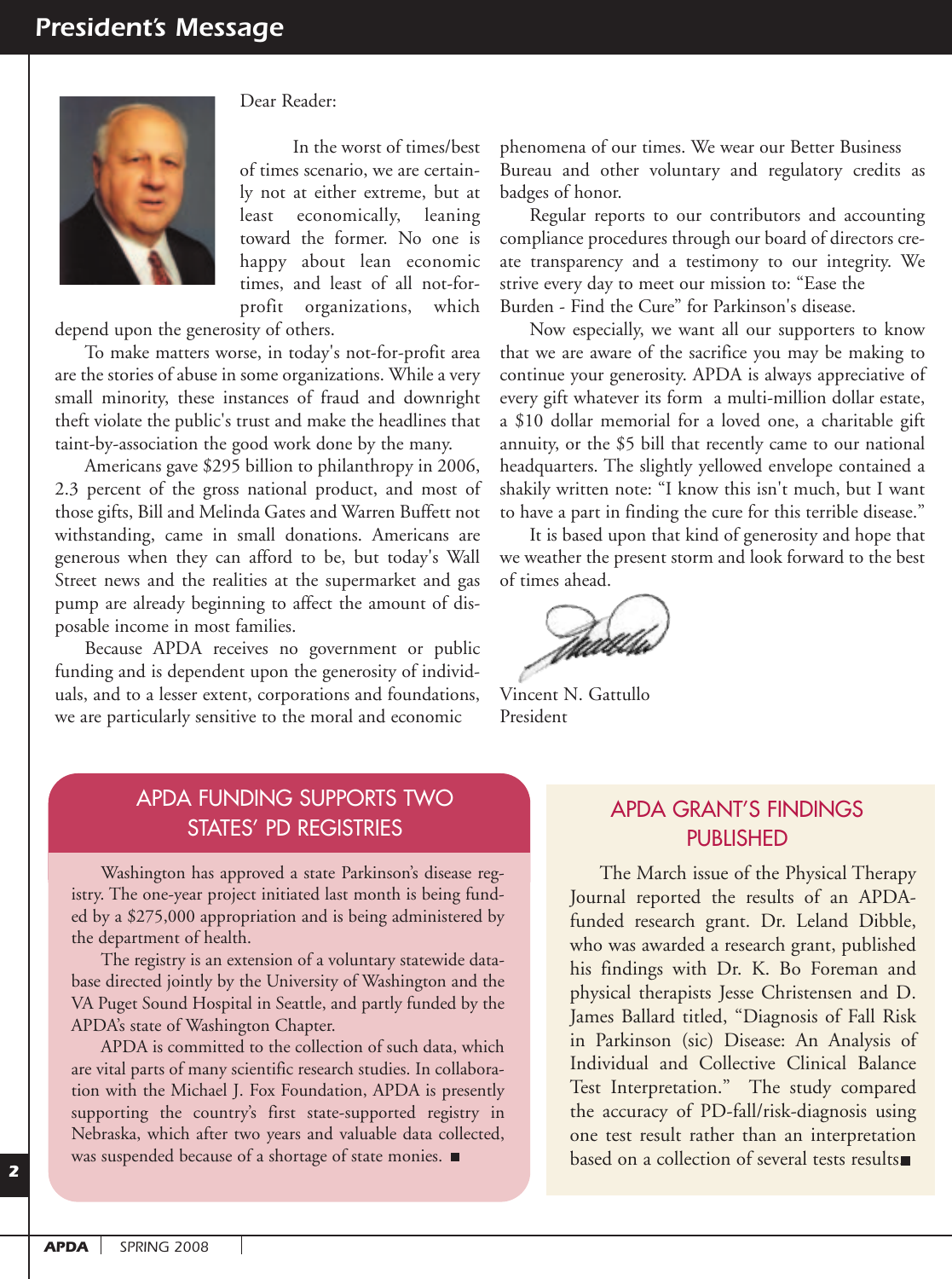# President's Message

Dear Reader:

In the worst of times/best of times scenario, we are certainly not at either extreme, but at least economically, leaning toward the former. No one is happy about lean economic times, and least of all not-for-profit organizations, which depend upon the generosity of others.

To make matters worse, in today's not-for-profit area are the stories of abuse in some organizations. While a very small minority, these instances of fraud and downright theft violate the public's trust and make the headlines that taint-by-association the good work done by the many.

Americans gave $295 billion to philanthropy in 2006, 2.3 percent of the gross national product, and most of those gifts, Bill and Melinda Gates and Warren Buffett notwithstanding, came in small donations. Americans are generous when they can afford to be, but today's Wall Street news and the realities at the supermarket and gas pump are already beginning to affect the amount of disposable income in most families.

Because APDA receives no government or public funding and is dependent upon the generosity of individuals, and to a lesser extent, corporations and foundations, we are particularly sensitive to the moral and economic phenomena of our times. We wear our Better Business Bureau and other voluntary and regulatory credits as badges of honor.

Regular reports to our contributors and accounting compliance procedures through our board of directors create transparency and a testimony to our integrity. We strive every day to meet our mission to: "Ease the Burden - Find the Cure" for Parkinson's disease.

Now especially, we want all our supporters to know that we are aware of the sacrifice you may be making to continue your generosity. APDA is always appreciative of every gift whatever its form a multi-million dollar estate, a $10 dollar memorial for a loved one, a charitable gift annuity, or the $5 bill that recently came to our national headquarters. The slightly yellowed envelope contained a shakily written note: "I know this isn't much, but I want to have a part in finding the cure for this terrible disease."

It is based upon that kind of generosity and hope that we weather the present storm and look forward to the best of times ahead.

Vincent N. Gattullo
President

## APDA FUNDING SUPPORTS TWO STATES' PD REGISTRIES

Washington has approved a state Parkinson's disease registry. The one-year project initiated last month is being funded by a $275,000 appropriation and is being administered by the department of health.

The registry is an extension of a voluntary statewide database directed jointly by the University of Washington and the VA Puget Sound Hospital in Seattle, and partly funded by the APDA's state of Washington Chapter.

APDA is committed to the collection of such data, which are vital parts of many scientific research studies. In collaboration with the Michael J. Fox Foundation, APDA is presently supporting the country's first state-supported registry in Nebraska, which after two years and valuable data collected, was suspended because of a shortage of state monies. ■

## APDA GRANT'S FINDINGS PUBLISHED

The March issue of the Physical Therapy Journal reported the results of an APDA-funded research grant. Dr. Leland Dibble, who was awarded a research grant, published his findings with Dr. K. Bo Foreman and physical therapists Jesse Christensen and D. James Ballard titled, "Diagnosis of Fall Risk in Parkinson (sic) Disease: An Analysis of Individual and Collective Clinical Balance Test Interpretation." The study compared the accuracy of PD-fall/risk-diagnosis using one test result rather than an interpretation based on a collection of several tests results■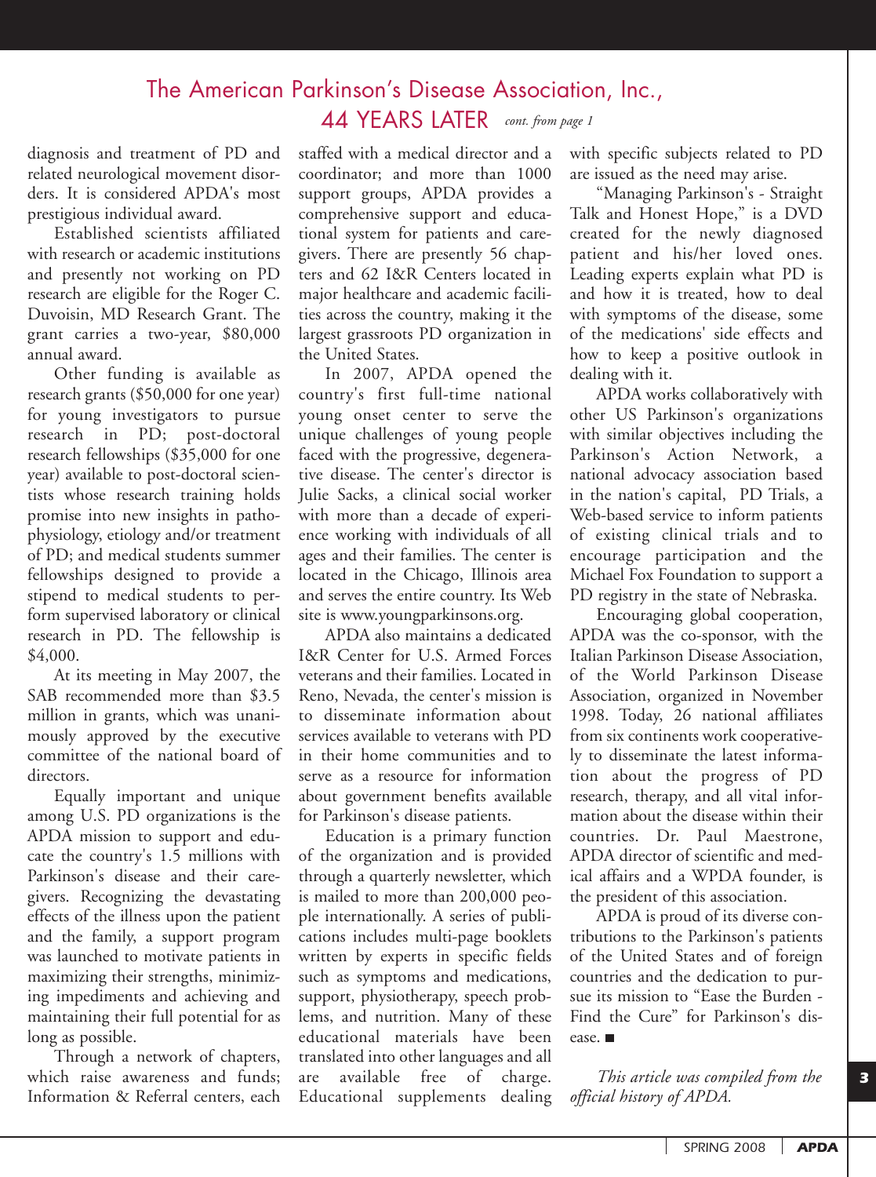## The American Parkinson's Disease Association, Inc., 44 YEARS LATER *cont. from page 1*

diagnosis and treatment of PD and related neurological movement disorders. It is considered APDA's most prestigious individual award.

Established scientists affiliated with research or academic institutions and presently not working on PD research are eligible for the Roger C. Duvoisin, MD Research Grant. The grant carries a two-year, $80,000 annual award.

Other funding is available as research grants ($50,000 for one year) for young investigators to pursue research in PD; post-doctoral research fellowships ($35,000 for one year) available to post-doctoral scientists whose research training holds promise into new insights in pathophysiology, etiology and/or treatment of PD; and medical students summer fellowships designed to provide a stipend to medical students to perform supervised laboratory or clinical research in PD. The fellowship is $4,000.

At its meeting in May 2007, the SAB recommended more than $3.5 million in grants, which was unanimously approved by the executive committee of the national board of directors.

Equally important and unique among U.S. PD organizations is the APDA mission to support and educate the country's 1.5 millions with Parkinson's disease and their caregivers. Recognizing the devastating effects of the illness upon the patient and the family, a support program was launched to motivate patients in maximizing their strengths, minimizing impediments and achieving and maintaining their full potential for as long as possible.

Through a network of chapters, which raise awareness and funds; Information & Referral centers, each staffed with a medical director and a coordinator; and more than 1000 support groups, APDA provides a comprehensive support and educational system for patients and caregivers. There are presently 56 chapters and 62 I&R Centers located in major healthcare and academic facilities across the country, making it the largest grassroots PD organization in the United States.

In 2007, APDA opened the country's first full-time national young onset center to serve the unique challenges of young people faced with the progressive, degenerative disease. The center's director is Julie Sacks, a clinical social worker with more than a decade of experience working with individuals of all ages and their families. The center is located in the Chicago, Illinois area and serves the entire country. Its Web site is www.youngparkinsons.org.

APDA also maintains a dedicated I&R Center for U.S. Armed Forces veterans and their families. Located in Reno, Nevada, the center's mission is to disseminate information about services available to veterans with PD in their home communities and to serve as a resource for information about government benefits available for Parkinson's disease patients.

Education is a primary function of the organization and is provided through a quarterly newsletter, which is mailed to more than 200,000 people internationally. A series of publications includes multi-page booklets written by experts in specific fields such as symptoms and medications, support, physiotherapy, speech problems, and nutrition. Many of these educational materials have been translated into other languages and all are available free of charge. Educational supplements dealing with specific subjects related to PD are issued as the need may arise.

"Managing Parkinson's - Straight Talk and Honest Hope," is a DVD created for the newly diagnosed patient and his/her loved ones. Leading experts explain what PD is and how it is treated, how to deal with symptoms of the disease, some of the medications' side effects and how to keep a positive outlook in dealing with it.

APDA works collaboratively with other US Parkinson's organizations with similar objectives including the Parkinson's Action Network, a national advocacy association based in the nation's capital, PD Trials, a Web-based service to inform patients of existing clinical trials and to encourage participation and the Michael Fox Foundation to support a PD registry in the state of Nebraska.

Encouraging global cooperation, APDA was the co-sponsor, with the Italian Parkinson Disease Association, of the World Parkinson Disease Association, organized in November 1998. Today, 26 national affiliates from six continents work cooperatively to disseminate the latest information about the progress of PD research, therapy, and all vital information about the disease within their countries. Dr. Paul Maestrone, APDA director of scientific and medical affairs and a WPDA founder, is the president of this association.

APDA is proud of its diverse contributions to the Parkinson's patients of the United States and of foreign countries and the dedication to pursue its mission to "Ease the Burden - Find the Cure" for Parkinson's disease. ■

*This article was compiled from the official history of APDA.*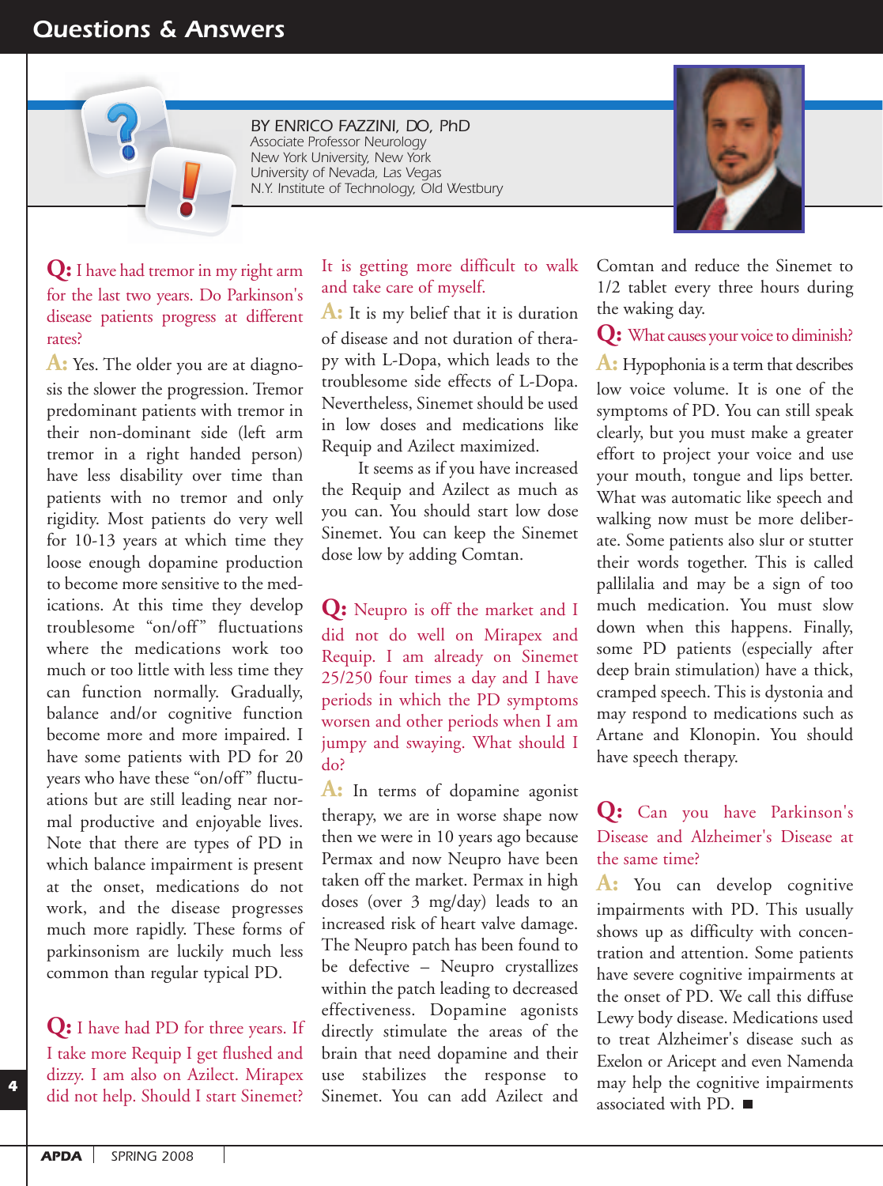# Questions & Answers

BY ENRICO FAZZINI, DO, PhD
Associate Professor Neurology
New York University, New York
University of Nevada, Las Vegas
N.Y. Institute of Technology, Old Westbury

**Q:** I have had tremor in my right arm for the last two years. Do Parkinson's disease patients progress at different rates?

**A:** Yes. The older you are at diagnosis the slower the progression. Tremor predominant patients with tremor in their non-dominant side (left arm tremor in a right handed person) have less disability over time than patients with no tremor and only rigidity. Most patients do very well for 10-13 years at which time they loose enough dopamine production to become more sensitive to the medications. At this time they develop troublesome "on/off" fluctuations where the medications work too much or too little with less time they can function normally. Gradually, balance and/or cognitive function become more and more impaired. I have some patients with PD for 20 years who have these "on/off" fluctuations but are still leading near normal productive and enjoyable lives. Note that there are types of PD in which balance impairment is present at the onset, medications do not work, and the disease progresses much more rapidly. These forms of parkinsonism are luckily much less common than regular typical PD.

**Q:** I have had PD for three years. If I take more Requip I get flushed and dizzy. I am also on Azilect. Mirapex did not help. Should I start Sinemet? It is getting more difficult to walk and take care of myself.

**A:** It is my belief that it is duration of disease and not duration of therapy with L-Dopa, which leads to the troublesome side effects of L-Dopa. Nevertheless, Sinemet should be used in low doses and medications like Requip and Azilect maximized.

It seems as if you have increased the Requip and Azilect as much as you can. You should start low dose Sinemet. You can keep the Sinemet dose low by adding Comtan.

**Q:** Neupro is off the market and I did not do well on Mirapex and Requip. I am already on Sinemet 25/250 four times a day and I have periods in which the PD symptoms worsen and other periods when I am jumpy and swaying. What should I do?

**A:** In terms of dopamine agonist therapy, we are in worse shape now then we were in 10 years ago because Permax and now Neupro have been taken off the market. Permax in high doses (over 3 mg/day) leads to an increased risk of heart valve damage. The Neupro patch has been found to be defective – Neupro crystallizes within the patch leading to decreased effectiveness. Dopamine agonists directly stimulate the areas of the brain that need dopamine and their use stabilizes the response to Sinemet. You can add Azilect and Comtan and reduce the Sinemet to 1/2 tablet every three hours during the waking day.

**Q:** What causes your voice to diminish?

**A:** Hypophonia is a term that describes low voice volume. It is one of the symptoms of PD. You can still speak clearly, but you must make a greater effort to project your voice and use your mouth, tongue and lips better. What was automatic like speech and walking now must be more deliberate. Some patients also slur or stutter their words together. This is called pallilalia and may be a sign of too much medication. You must slow down when this happens. Finally, some PD patients (especially after deep brain stimulation) have a thick, cramped speech. This is dystonia and may respond to medications such as Artane and Klonopin. You should have speech therapy.

**Q:** Can you have Parkinson's Disease and Alzheimer's Disease at the same time?

**A:** You can develop cognitive impairments with PD. This usually shows up as difficulty with concentration and attention. Some patients have severe cognitive impairments at the onset of PD. We call this diffuse Lewy body disease. Medications used to treat Alzheimer's disease such as Exelon or Aricept and even Namenda may help the cognitive impairments associated with PD. ■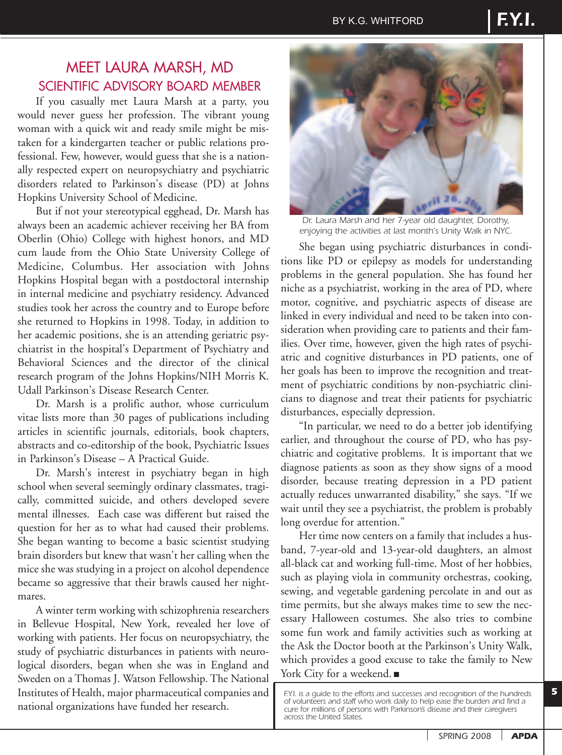BY K.G. WHITFORD

# MEET LAURA MARSH, MD

## SCIENTIFIC ADVISORY BOARD MEMBER

If you casually met Laura Marsh at a party, you would never guess her profession. The vibrant young woman with a quick wit and ready smile might be mistaken for a kindergarten teacher or public relations professional. Few, however, would guess that she is a nationally respected expert on neuropsychiatry and psychiatric disorders related to Parkinson's disease (PD) at Johns Hopkins University School of Medicine.

But if not your stereotypical egghead, Dr. Marsh has always been an academic achiever receiving her BA from Oberlin (Ohio) College with highest honors, and MD cum laude from the Ohio State University College of Medicine, Columbus. Her association with Johns Hopkins Hospital began with a postdoctoral internship in internal medicine and psychiatry residency. Advanced studies took her across the country and to Europe before she returned to Hopkins in 1998. Today, in addition to her academic positions, she is an attending geriatric psychiatrist in the hospital's Department of Psychiatry and Behavioral Sciences and the director of the clinical research program of the Johns Hopkins/NIH Morris K. Udall Parkinson's Disease Research Center.

Dr. Marsh is a prolific author, whose curriculum vitae lists more than 30 pages of publications including articles in scientific journals, editorials, book chapters, abstracts and co-editorship of the book, Psychiatric Issues in Parkinson's Disease – A Practical Guide.

Dr. Marsh's interest in psychiatry began in high school when several seemingly ordinary classmates, tragically, committed suicide, and others developed severe mental illnesses. Each case was different but raised the question for her as to what had caused their problems. She began wanting to become a basic scientist studying brain disorders but knew that wasn't her calling when the mice she was studying in a project on alcohol dependence became so aggressive that their brawls caused her nightmares.

A winter term working with schizophrenia researchers in Bellevue Hospital, New York, revealed her love of working with patients. Her focus on neuropsychiatry, the study of psychiatric disturbances in patients with neurological disorders, began when she was in England and Sweden on a Thomas J. Watson Fellowship. The National Institutes of Health, major pharmaceutical companies and national organizations have funded her research.

Dr. Laura Marsh and her 7-year old daughter, Dorothy, enjoying the activities at last month's Unity Walk in NYC.

She began using psychiatric disturbances in conditions like PD or epilepsy as models for understanding problems in the general population. She has found her niche as a psychiatrist, working in the area of PD, where motor, cognitive, and psychiatric aspects of disease are linked in every individual and need to be taken into consideration when providing care to patients and their families. Over time, however, given the high rates of psychiatric and cognitive disturbances in PD patients, one of her goals has been to improve the recognition and treatment of psychiatric conditions by non-psychiatric clinicians to diagnose and treat their patients for psychiatric disturbances, especially depression.

"In particular, we need to do a better job identifying earlier, and throughout the course of PD, who has psychiatric and cogitative problems. It is important that we diagnose patients as soon as they show signs of a mood disorder, because treating depression in a PD patient actually reduces unwarranted disability," she says. "If we wait until they see a psychiatrist, the problem is probably long overdue for attention."

Her time now centers on a family that includes a husband, 7-year-old and 13-year-old daughters, an almost all-black cat and working full-time. Most of her hobbies, such as playing viola in community orchestras, cooking, sewing, and vegetable gardening percolate in and out as time permits, but she always makes time to sew the necessary Halloween costumes. She also tries to combine some fun work and family activities such as working at the Ask the Doctor booth at the Parkinson's Unity Walk, which provides a good excuse to take the family to New York City for a weekend. ■

*F.Y.I. is a guide to the efforts and successes and recognition of the hundreds of volunteers and staff who work daily to help ease the burden and find a cure for millions of persons with Parkinson's disease and their caregivers across the United States.*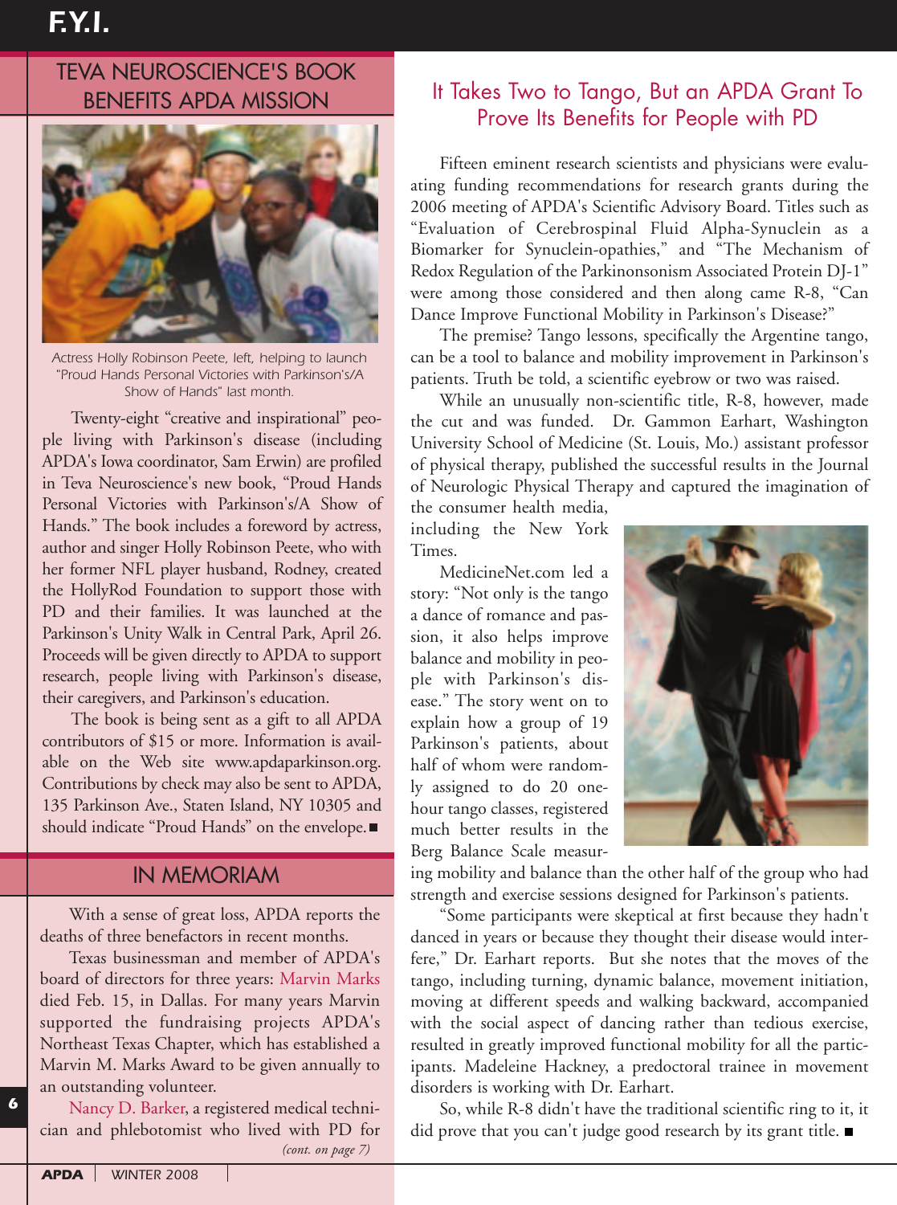## TEVA NEUROSCIENCE'S BOOK BENEFITS APDA MISSION

Actress Holly Robinson Peete, left, helping to launch "Proud Hands Personal Victories with Parkinson's/A Show of Hands" last month.

Twenty-eight "creative and inspirational" people living with Parkinson's disease (including APDA's Iowa coordinator, Sam Erwin) are profiled in Teva Neuroscience's new book, "Proud Hands Personal Victories with Parkinson's/A Show of Hands." The book includes a foreword by actress, author and singer Holly Robinson Peete, who with her former NFL player husband, Rodney, created the HollyRod Foundation to support those with PD and their families. It was launched at the Parkinson's Unity Walk in Central Park, April 26. Proceeds will be given directly to APDA to support research, people living with Parkinson's disease, their caregivers, and Parkinson's education.

The book is being sent as a gift to all APDA contributors of $15 or more. Information is available on the Web site www.apdaparkinson.org. Contributions by check may also be sent to APDA, 135 Parkinson Ave., Staten Island, NY 10305 and should indicate "Proud Hands" on the envelope. ■

## IN MEMORIAM

With a sense of great loss, APDA reports the deaths of three benefactors in recent months.

Texas businessman and member of APDA's board of directors for three years: Marvin Marks died Feb. 15, in Dallas. For many years Marvin supported the fundraising projects APDA's Northeast Texas Chapter, which has established a Marvin M. Marks Award to be given annually to an outstanding volunteer.

Nancy D. Barker, a registered medical technician and phlebotomist who lived with PD for

*(cont. on page 7)*

## It Takes Two to Tango, But an APDA Grant To Prove Its Benefits for People with PD

Fifteen eminent research scientists and physicians were evaluating funding recommendations for research grants during the 2006 meeting of APDA's Scientific Advisory Board. Titles such as "Evaluation of Cerebrospinal Fluid Alpha-Synuclein as a Biomarker for Synuclein-opathies," and "The Mechanism of Redox Regulation of the Parkinonsonism Associated Protein DJ-1" were among those considered and then along came R-8, "Can Dance Improve Functional Mobility in Parkinson's Disease?"

The premise? Tango lessons, specifically the Argentine tango, can be a tool to balance and mobility improvement in Parkinson's patients. Truth be told, a scientific eyebrow or two was raised.

While an unusually non-scientific title, R-8, however, made the cut and was funded. Dr. Gammon Earhart, Washington University School of Medicine (St. Louis, Mo.) assistant professor of physical therapy, published the successful results in the Journal of Neurologic Physical Therapy and captured the imagination of the consumer health media, including the New York Times.

MedicineNet.com led a story: "Not only is the tango a dance of romance and passion, it also helps improve balance and mobility in people with Parkinson's disease." The story went on to explain how a group of 19 Parkinson's patients, about half of whom were randomly assigned to do 20 one-hour tango classes, registered much better results in the Berg Balance Scale measuring mobility and balance than the other half of the group who had strength and exercise sessions designed for Parkinson's patients.

"Some participants were skeptical at first because they hadn't danced in years or because they thought their disease would interfere," Dr. Earhart reports. But she notes that the moves of the tango, including turning, dynamic balance, movement initiation, moving at different speeds and walking backward, accompanied with the social aspect of dancing rather than tedious exercise, resulted in greatly improved functional mobility for all the participants. Madeleine Hackney, a predoctoral trainee in movement disorders is working with Dr. Earhart.

So, while R-8 didn't have the traditional scientific ring to it, it did prove that you can't judge good research by its grant title. ■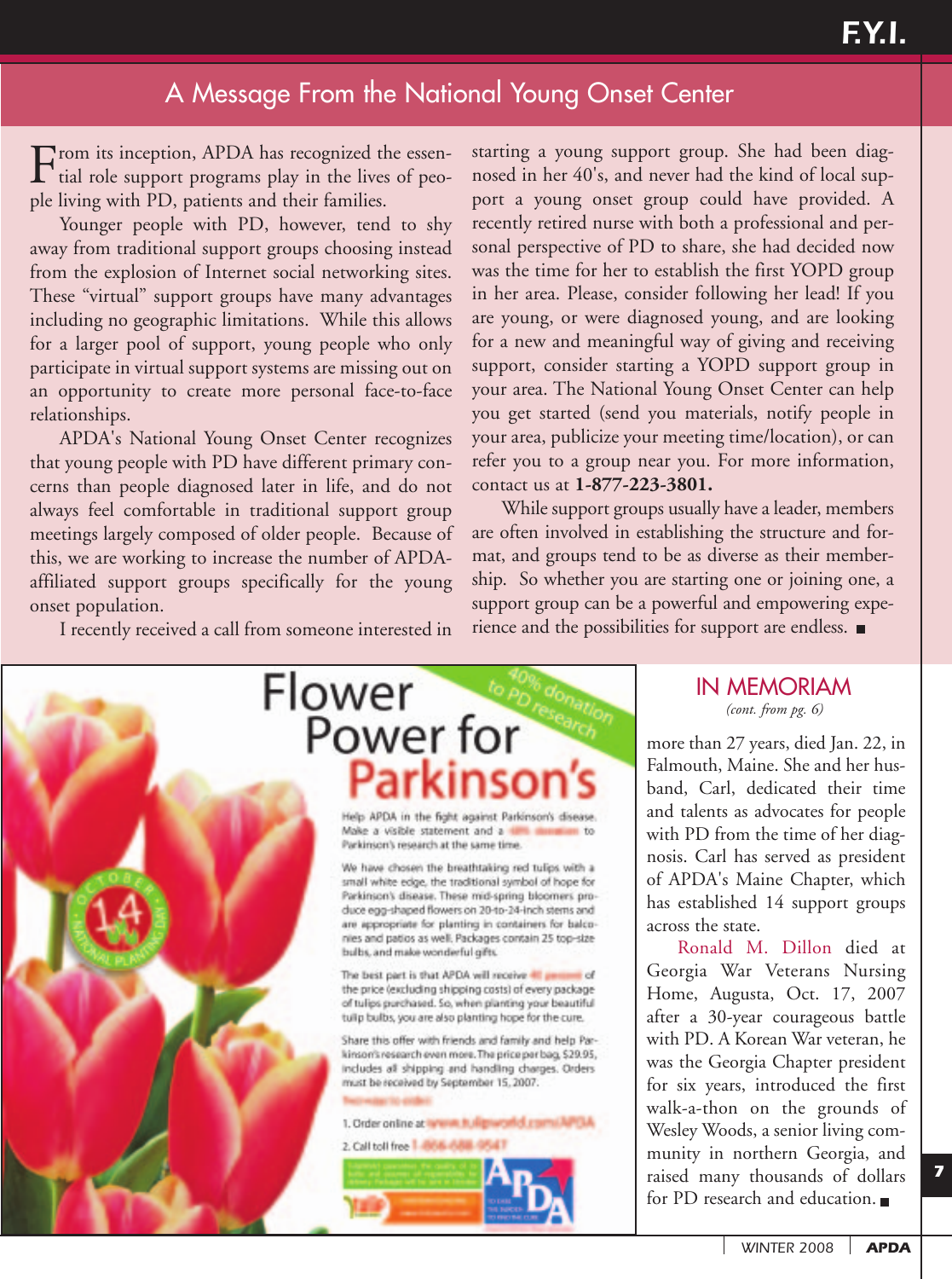## A Message From the National Young Onset Center

From its inception, APDA has recognized the essential role support programs play in the lives of people living with PD, patients and their families.

Younger people with PD, however, tend to shy away from traditional support groups choosing instead from the explosion of Internet social networking sites. These "virtual" support groups have many advantages including no geographic limitations. While this allows for a larger pool of support, young people who only participate in virtual support systems are missing out on an opportunity to create more personal face-to-face relationships.

APDA's National Young Onset Center recognizes that young people with PD have different primary concerns than people diagnosed later in life, and do not always feel comfortable in traditional support group meetings largely composed of older people. Because of this, we are working to increase the number of APDA-affiliated support groups specifically for the young onset population.

I recently received a call from someone interested in starting a young support group. She had been diagnosed in her 40's, and never had the kind of local support a young onset group could have provided. A recently retired nurse with both a professional and personal perspective of PD to share, she had decided now was the time for her to establish the first YOPD group in her area. Please, consider following her lead! If you are young, or were diagnosed young, and are looking for a new and meaningful way of giving and receiving support, consider starting a YOPD support group in your area. The National Young Onset Center can help you get started (send you materials, notify people in your area, publicize your meeting time/location), or can refer you to a group near you. For more information, contact us at **1-877-223-3801.**

While support groups usually have a leader, members are often involved in establishing the structure and format, and groups tend to be as diverse as their membership. So whether you are starting one or joining one, a support group can be a powerful and empowering experience and the possibilities for support are endless. ■

# Flower Power for Parkinson's

40% donation to PD research

Help APDA in the fight against Parkinson's disease. Make a visible statement and a 40% donation to Parkinson's research at the same time.

We have chosen the breathtaking red tulips with a small white edge, the traditional symbol of hope for Parkinson's disease. These mid-spring bloomers produce egg-shaped flowers on 20-to-24-inch stems and are appropriate for planting in containers for balconies and patios as well. Packages contain 25 top-size bulbs, and make wonderful gifts.

The best part is that APDA will receive 40 percent of the price (excluding shipping costs) of every package of tulips purchased. So, when planting your beautiful tulip bulbs, you are also planting hope for the cure.

Share this offer with friends and family and help Parkinson's research even more. The price per bag, $29.95, includes all shipping and handling charges. Orders must be received by September 15, 2007.

Two ways to order:

1. Order online at www.tulipworld.com/APDA
2. Call toll free 1-866-688-9547

## IN MEMORIAM

*(cont. from pg. 6)*

more than 27 years, died Jan. 22, in Falmouth, Maine. She and her husband, Carl, dedicated their time and talents as advocates for people with PD from the time of her diagnosis. Carl has served as president of APDA's Maine Chapter, which has established 14 support groups across the state.

Ronald M. Dillon died at Georgia War Veterans Nursing Home, Augusta, Oct. 17, 2007 after a 30-year courageous battle with PD. A Korean War veteran, he was the Georgia Chapter president for six years, introduced the first walk-a-thon on the grounds of Wesley Woods, a senior living community in northern Georgia, and raised many thousands of dollars for PD research and education. ■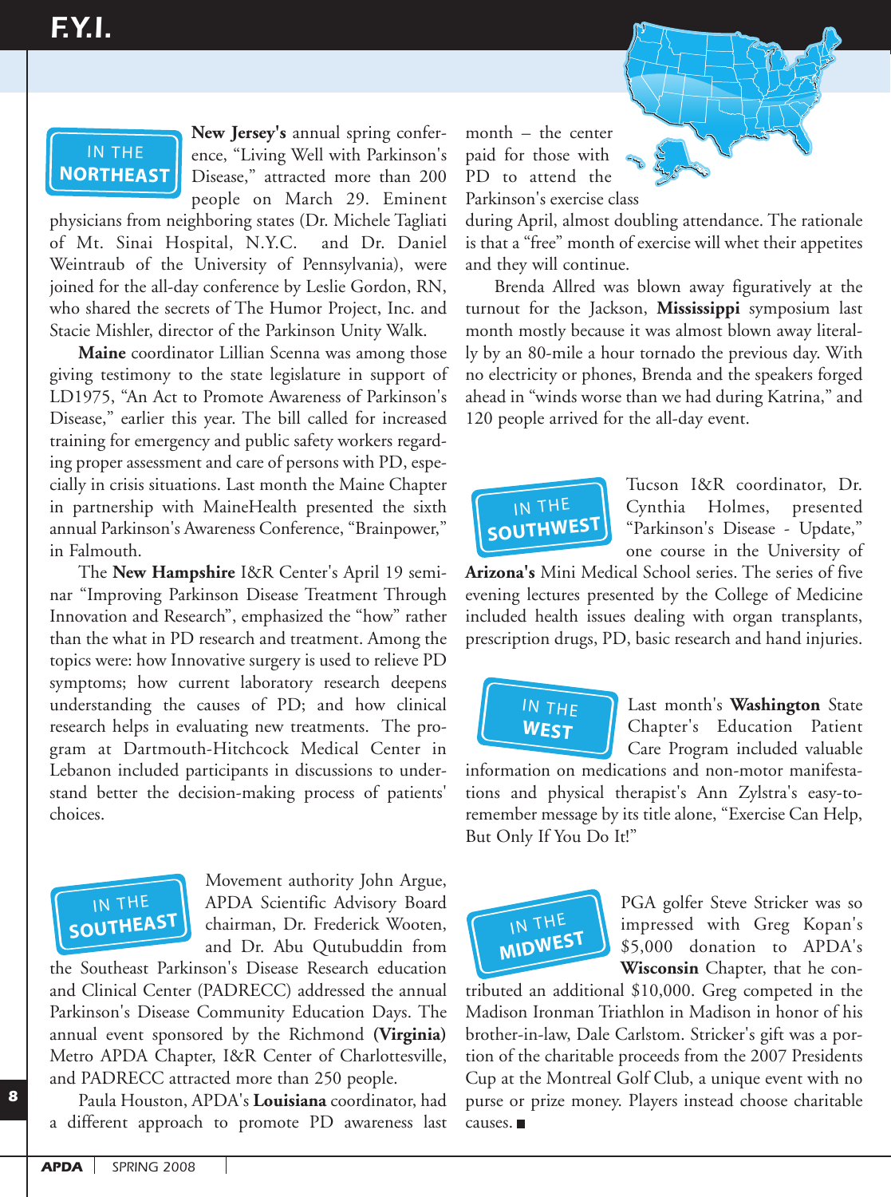# F.Y.I.

## IN THE NORTHEAST

**New Jersey's** annual spring conference, "Living Well with Parkinson's Disease," attracted more than 200 people on March 29. Eminent physicians from neighboring states (Dr. Michele Tagliati of Mt. Sinai Hospital, N.Y.C. and Dr. Daniel Weintraub of the University of Pennsylvania), were joined for the all-day conference by Leslie Gordon, RN, who shared the secrets of The Humor Project, Inc. and Stacie Mishler, director of the Parkinson Unity Walk.

**Maine** coordinator Lillian Scenna was among those giving testimony to the state legislature in support of LD1975, "An Act to Promote Awareness of Parkinson's Disease," earlier this year. The bill called for increased training for emergency and public safety workers regarding proper assessment and care of persons with PD, especially in crisis situations. Last month the Maine Chapter in partnership with MaineHealth presented the sixth annual Parkinson's Awareness Conference, "Brainpower," in Falmouth.

The **New Hampshire** I&R Center's April 19 seminar "Improving Parkinson Disease Treatment Through Innovation and Research", emphasized the "how" rather than the what in PD research and treatment. Among the topics were: how Innovative surgery is used to relieve PD symptoms; how current laboratory research deepens understanding the causes of PD; and how clinical research helps in evaluating new treatments. The program at Dartmouth-Hitchcock Medical Center in Lebanon included participants in discussions to understand better the decision-making process of patients' choices.

## IN THE SOUTHEAST

Movement authority John Argue, APDA Scientific Advisory Board chairman, Dr. Frederick Wooten, and Dr. Abu Qutubuddin from the Southeast Parkinson's Disease Research education and Clinical Center (PADRECC) addressed the annual Parkinson's Disease Community Education Days. The annual event sponsored by the Richmond **(Virginia)** Metro APDA Chapter, I&R Center of Charlottesville, and PADRECC attracted more than 250 people.

Paula Houston, APDA's **Louisiana** coordinator, had a different approach to promote PD awareness last month – the center paid for those with PD to attend the Parkinson's exercise class during April, almost doubling attendance. The rationale is that a "free" month of exercise will whet their appetites and they will continue.

Brenda Allred was blown away figuratively at the turnout for the Jackson, **Mississippi** symposium last month mostly because it was almost blown away literally by an 80-mile a hour tornado the previous day. With no electricity or phones, Brenda and the speakers forged ahead in "winds worse than we had during Katrina," and 120 people arrived for the all-day event.

## IN THE SOUTHWEST

Tucson I&R coordinator, Dr. Cynthia Holmes, presented "Parkinson's Disease - Update," one course in the University of **Arizona's** Mini Medical School series. The series of five evening lectures presented by the College of Medicine included health issues dealing with organ transplants, prescription drugs, PD, basic research and hand injuries.

## IN THE WEST

Last month's **Washington** State Chapter's Education Patient Care Program included valuable information on medications and non-motor manifestations and physical therapist's Ann Zylstra's easy-to-remember message by its title alone, "Exercise Can Help, But Only If You Do It!"

## IN THE MIDWEST

PGA golfer Steve Stricker was so impressed with Greg Kopan's $5,000 donation to APDA's **Wisconsin** Chapter, that he contributed an additional $10,000. Greg competed in the Madison Ironman Triathlon in Madison in honor of his brother-in-law, Dale Carlstom. Stricker's gift was a portion of the charitable proceeds from the 2007 Presidents Cup at the Montreal Golf Club, a unique event with no purse or prize money. Players instead choose charitable causes. ■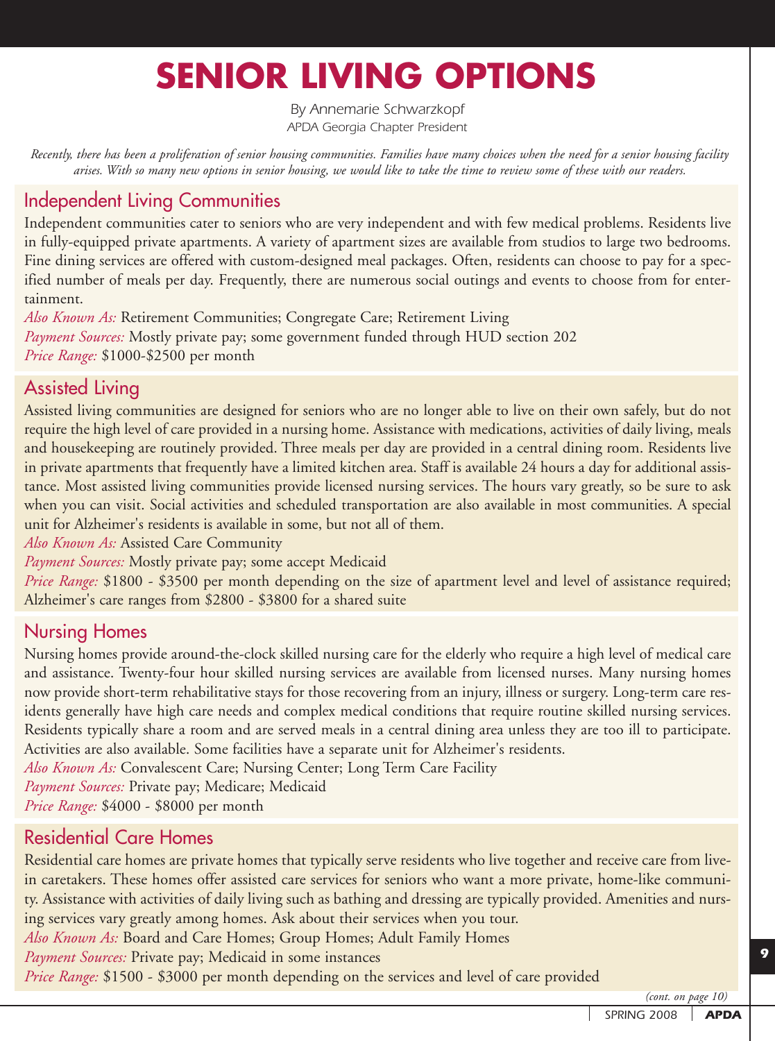# SENIOR LIVING OPTIONS

By Annemarie Schwarzkopf
APDA Georgia Chapter President

*Recently, there has been a proliferation of senior housing communities. Families have many choices when the need for a senior housing facility arises. With so many new options in senior housing, we would like to take the time to review some of these with our readers.*

## Independent Living Communities

Independent communities cater to seniors who are very independent and with few medical problems. Residents live in fully-equipped private apartments. A variety of apartment sizes are available from studios to large two bedrooms. Fine dining services are offered with custom-designed meal packages. Often, residents can choose to pay for a specified number of meals per day. Frequently, there are numerous social outings and events to choose from for entertainment.

*Also Known As:* Retirement Communities; Congregate Care; Retirement Living

*Payment Sources:* Mostly private pay; some government funded through HUD section 202

*Price Range:* $1000-$2500 per month

## Assisted Living

Assisted living communities are designed for seniors who are no longer able to live on their own safely, but do not require the high level of care provided in a nursing home. Assistance with medications, activities of daily living, meals and housekeeping are routinely provided. Three meals per day are provided in a central dining room. Residents live in private apartments that frequently have a limited kitchen area. Staff is available 24 hours a day for additional assistance. Most assisted living communities provide licensed nursing services. The hours vary greatly, so be sure to ask when you can visit. Social activities and scheduled transportation are also available in most communities. A special unit for Alzheimer's residents is available in some, but not all of them.

*Also Known As:* Assisted Care Community

*Payment Sources:* Mostly private pay; some accept Medicaid

*Price Range:* $1800 - $3500 per month depending on the size of apartment level and level of assistance required; Alzheimer's care ranges from $2800 - $3800 for a shared suite

## Nursing Homes

Nursing homes provide around-the-clock skilled nursing care for the elderly who require a high level of medical care and assistance. Twenty-four hour skilled nursing services are available from licensed nurses. Many nursing homes now provide short-term rehabilitative stays for those recovering from an injury, illness or surgery. Long-term care residents generally have high care needs and complex medical conditions that require routine skilled nursing services. Residents typically share a room and are served meals in a central dining area unless they are too ill to participate. Activities are also available. Some facilities have a separate unit for Alzheimer's residents.

*Also Known As:* Convalescent Care; Nursing Center; Long Term Care Facility

*Payment Sources:* Private pay; Medicare; Medicaid

*Price Range:* $4000 - $8000 per month

## Residential Care Homes

Residential care homes are private homes that typically serve residents who live together and receive care from live-in caretakers. These homes offer assisted care services for seniors who want a more private, home-like community. Assistance with activities of daily living such as bathing and dressing are typically provided. Amenities and nursing services vary greatly among homes. Ask about their services when you tour.

*Also Known As:* Board and Care Homes; Group Homes; Adult Family Homes

*Payment Sources:* Private pay; Medicaid in some instances

*Price Range:* $1500 - $3000 per month depending on the services and level of care provided

*(cont. on page 10)*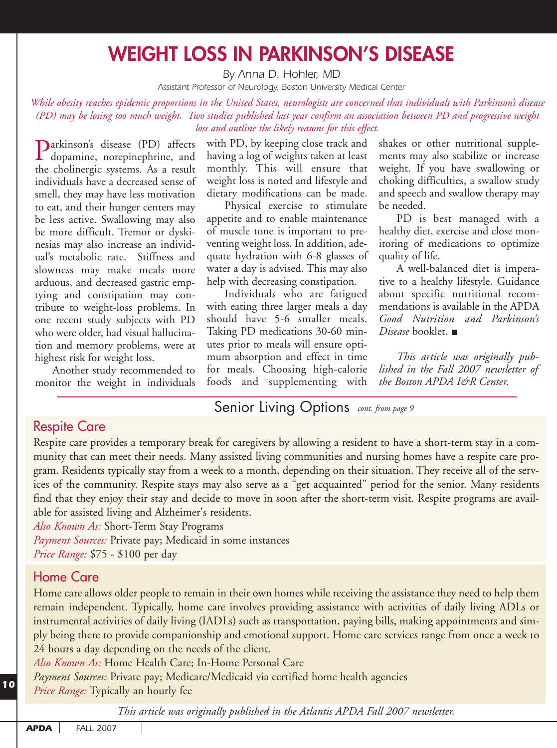# WEIGHT LOSS IN PARKINSON'S DISEASE

*By Anna D. Hohler, MD*

*Assistant Professor of Neurology, Boston University Medical Center*

*While obesity reaches epidemic proportions in the United States, neurologists are concerned that individuals with Parkinson's disease (PD) may be losing too much weight. Two studies published last year confirm an association between PD and progressive weight loss and outline the likely reasons for this effect.*

Parkinson's disease (PD) affects dopamine, norepinephrine, and the cholinergic systems. As a result individuals have a decreased sense of smell, they may have less motivation to eat, and their hunger centers may be less active. Swallowing may also be more difficult. Tremor or dyskinesias may also increase an individual's metabolic rate. Stiffness and slowness may make meals more arduous, and decreased gastric emptying and constipation may contribute to weight-loss problems. In one recent study subjects with PD who were older, had visual hallucination and memory problems, were at highest risk for weight loss.

Another study recommended to monitor the weight in individuals with PD, by keeping close track and having a log of weights taken at least monthly. This will ensure that weight loss is noted and lifestyle and dietary modifications can be made.

Physical exercise to stimulate appetite and to enable maintenance of muscle tone is important to preventing weight loss. In addition, adequate hydration with 6-8 glasses of water a day is advised. This may also help with decreasing constipation.

Individuals who are fatigued with eating three larger meals a day should have 5-6 smaller meals. Taking PD medications 30-60 minutes prior to meals will ensure optimum absorption and effect in time for meals. Choosing high-calorie foods and supplementing with shakes or other nutritional supplements may also stabilize or increase weight. If you have swallowing or choking difficulties, a swallow study and speech and swallow therapy may be needed.

PD is best managed with a healthy diet, exercise and close monitoring of medications to optimize quality of life.

A well-balanced diet is imperative to a healthy lifestyle. Guidance about specific nutritional recommendations is available in the APDA *Good Nutrition and Parkinson's Disease* booklet. ■

*This article was originally published in the Fall 2007 newsletter of the Boston APDA I&R Center.*

## Senior Living Options *cont. from page 9*

### Respite Care

Respite care provides a temporary break for caregivers by allowing a resident to have a short-term stay in a community that can meet their needs. Many assisted living communities and nursing homes have a respite care program. Residents typically stay from a week to a month, depending on their situation. They receive all of the services of the community. Respite stays may also serve as a "get acquainted" period for the senior. Many residents find that they enjoy their stay and decide to move in soon after the short-term visit. Respite programs are available for assisted living and Alzheimer's residents.

*Also Known As:* Short-Term Stay Programs
*Payment Sources:* Private pay; Medicaid in some instances
*Price Range:* $75 - $100 per day

### Home Care

Home care allows older people to remain in their own homes while receiving the assistance they need to help them remain independent. Typically, home care involves providing assistance with activities of daily living ADLs or instrumental activities of daily living (IADLs) such as transportation, paying bills, making appointments and simply being there to provide companionship and emotional support. Home care services range from once a week to 24 hours a day depending on the needs of the client.

*Also Known As:* Home Health Care; In-Home Personal Care
*Payment Sources:* Private pay; Medicare/Medicaid via certified home health agencies
*Price Range:* Typically an hourly fee

*This article was originally published in the Atlantis APDA Fall 2007 newsletter.*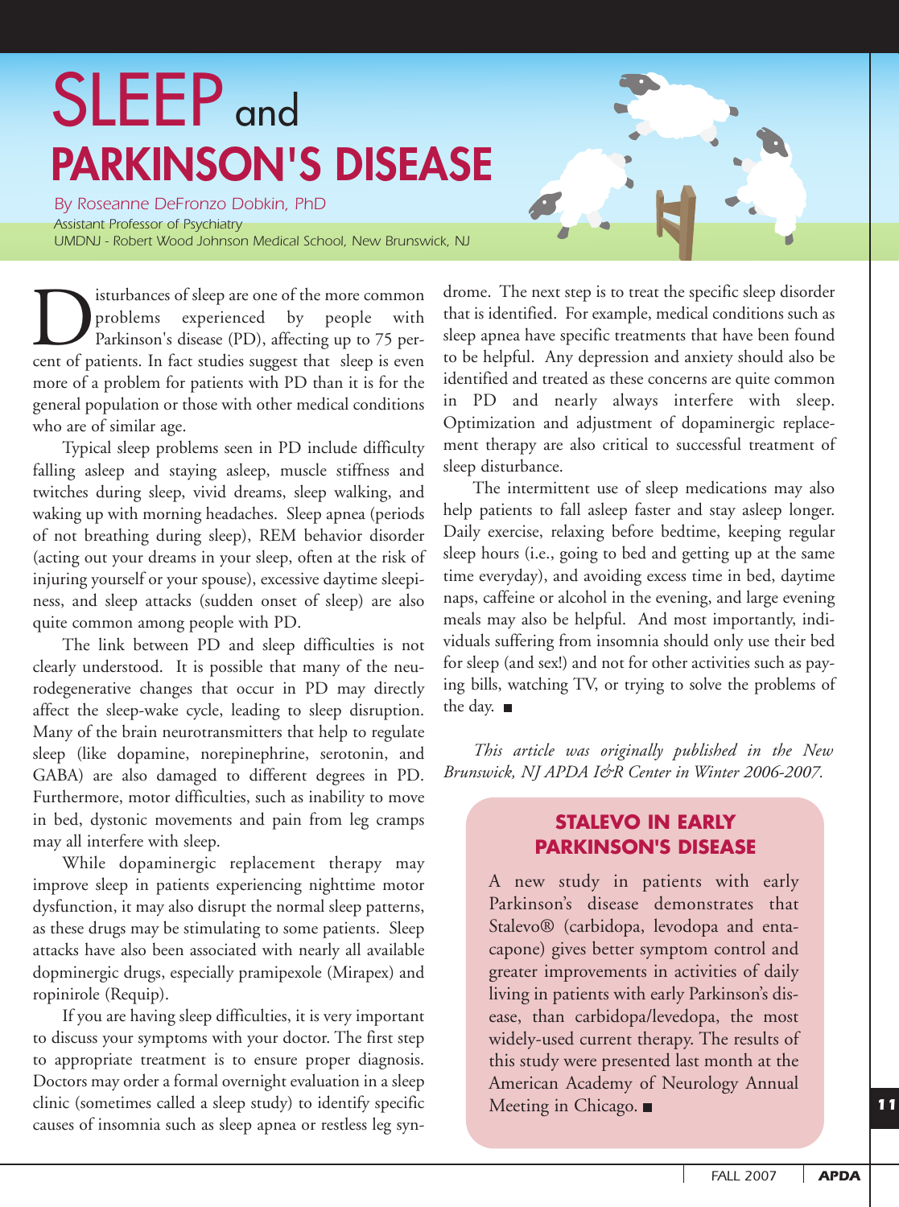# SLEEP and PARKINSON'S DISEASE

*By Roseanne DeFronzo Dobkin, PhD*
*Assistant Professor of Psychiatry*
*UMDNJ - Robert Wood Johnson Medical School, New Brunswick, NJ*

Disturbances of sleep are one of the more common problems experienced by people with Parkinson's disease (PD), affecting up to 75 percent of patients. In fact studies suggest that sleep is even more of a problem for patients with PD than it is for the general population or those with other medical conditions who are of similar age.

Typical sleep problems seen in PD include difficulty falling asleep and staying asleep, muscle stiffness and twitches during sleep, vivid dreams, sleep walking, and waking up with morning headaches. Sleep apnea (periods of not breathing during sleep), REM behavior disorder (acting out your dreams in your sleep, often at the risk of injuring yourself or your spouse), excessive daytime sleepiness, and sleep attacks (sudden onset of sleep) are also quite common among people with PD.

The link between PD and sleep difficulties is not clearly understood. It is possible that many of the neurodegenerative changes that occur in PD may directly affect the sleep-wake cycle, leading to sleep disruption. Many of the brain neurotransmitters that help to regulate sleep (like dopamine, norepinephrine, serotonin, and GABA) are also damaged to different degrees in PD. Furthermore, motor difficulties, such as inability to move in bed, dystonic movements and pain from leg cramps may all interfere with sleep.

While dopaminergic replacement therapy may improve sleep in patients experiencing nighttime motor dysfunction, it may also disrupt the normal sleep patterns, as these drugs may be stimulating to some patients. Sleep attacks have also been associated with nearly all available dopminergic drugs, especially pramipexole (Mirapex) and ropinirole (Requip).

If you are having sleep difficulties, it is very important to discuss your symptoms with your doctor. The first step to appropriate treatment is to ensure proper diagnosis. Doctors may order a formal overnight evaluation in a sleep clinic (sometimes called a sleep study) to identify specific causes of insomnia such as sleep apnea or restless leg syndrome. The next step is to treat the specific sleep disorder that is identified. For example, medical conditions such as sleep apnea have specific treatments that have been found to be helpful. Any depression and anxiety should also be identified and treated as these concerns are quite common in PD and nearly always interfere with sleep. Optimization and adjustment of dopaminergic replacement therapy are also critical to successful treatment of sleep disturbance.

The intermittent use of sleep medications may also help patients to fall asleep faster and stay asleep longer. Daily exercise, relaxing before bedtime, keeping regular sleep hours (i.e., going to bed and getting up at the same time everyday), and avoiding excess time in bed, daytime naps, caffeine or alcohol in the evening, and large evening meals may also be helpful. And most importantly, individuals suffering from insomnia should only use their bed for sleep (and sex!) and not for other activities such as paying bills, watching TV, or trying to solve the problems of the day. ■

*This article was originally published in the New Brunswick, NJ APDA I&R Center in Winter 2006-2007.*

## STALEVO IN EARLY PARKINSON'S DISEASE

A new study in patients with early Parkinson's disease demonstrates that Stalevo® (carbidopa, levodopa and entacapone) gives better symptom control and greater improvements in activities of daily living in patients with early Parkinson's disease, than carbidopa/levedopa, the most widely-used current therapy. The results of this study were presented last month at the American Academy of Neurology Annual Meeting in Chicago. ■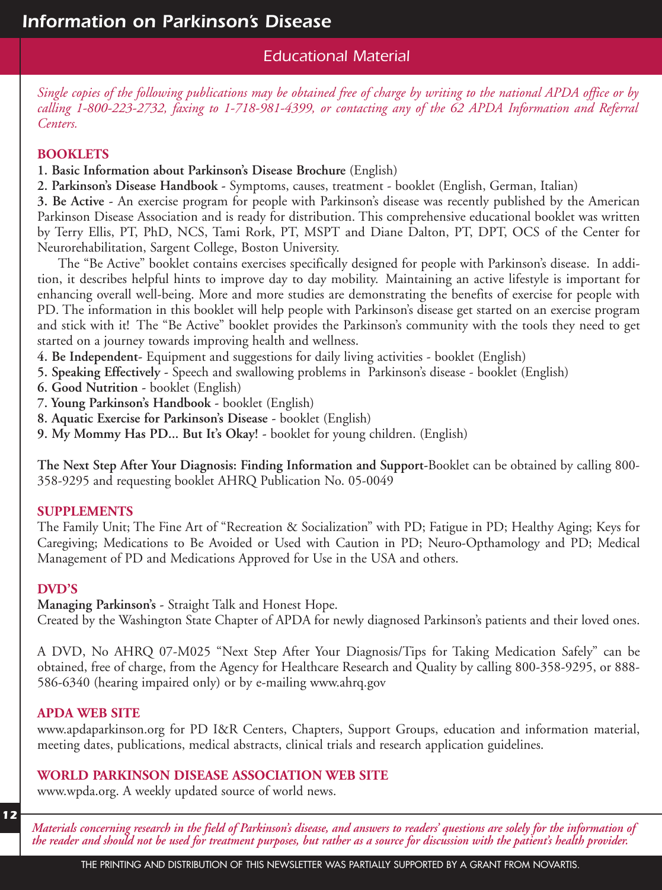# Information on Parkinson's Disease

## Educational Material

*Single copies of the following publications may be obtained free of charge by writing to the national APDA office or by calling 1-800-223-2732, faxing to 1-718-981-4399, or contacting any of the 62 APDA Information and Referral Centers.*

### BOOKLETS

1. **Basic Information about Parkinson's Disease Brochure** (English)
2. **Parkinson's Disease Handbook** - Symptoms, causes, treatment - booklet (English, German, Italian)
3. **Be Active** - An exercise program for people with Parkinson's disease was recently published by the American Parkinson Disease Association and is ready for distribution. This comprehensive educational booklet was written by Terry Ellis, PT, PhD, NCS, Tami Rork, PT, MSPT and Diane Dalton, PT, DPT, OCS of the Center for Neurorehabilitation, Sargent College, Boston University.

   The "Be Active" booklet contains exercises specifically designed for people with Parkinson's disease. In addition, it describes helpful hints to improve day to day mobility. Maintaining an active lifestyle is important for enhancing overall well-being. More and more studies are demonstrating the benefits of exercise for people with PD. The information in this booklet will help people with Parkinson's disease get started on an exercise program and stick with it! The "Be Active" booklet provides the Parkinson's community with the tools they need to get started on a journey towards improving health and wellness.
4. **Be Independent**- Equipment and suggestions for daily living activities - booklet (English)
5. **Speaking Effectively** - Speech and swallowing problems in Parkinson's disease - booklet (English)
6. **Good Nutrition** - booklet (English)
7. **Young Parkinson's Handbook** - booklet (English)
8. **Aquatic Exercise for Parkinson's Disease** - booklet (English)
9. **My Mommy Has PD... But It's Okay!** - booklet for young children. (English)

**The Next Step After Your Diagnosis: Finding Information and Support**-Booklet can be obtained by calling 800-358-9295 and requesting booklet AHRQ Publication No. 05-0049

### SUPPLEMENTS

The Family Unit; The Fine Art of "Recreation & Socialization" with PD; Fatigue in PD; Healthy Aging; Keys for Caregiving; Medications to Be Avoided or Used with Caution in PD; Neuro-Opthamology and PD; Medical Management of PD and Medications Approved for Use in the USA and others.

### DVD'S

**Managing Parkinson's** - Straight Talk and Honest Hope.
Created by the Washington State Chapter of APDA for newly diagnosed Parkinson's patients and their loved ones.

A DVD, No AHRQ 07-M025 "Next Step After Your Diagnosis/Tips for Taking Medication Safely" can be obtained, free of charge, from the Agency for Healthcare Research and Quality by calling 800-358-9295, or 888-586-6340 (hearing impaired only) or by e-mailing www.ahrq.gov

### APDA WEB SITE

www.apdaparkinson.org for PD I&R Centers, Chapters, Support Groups, education and information material, meeting dates, publications, medical abstracts, clinical trials and research application guidelines.

### WORLD PARKINSON DISEASE ASSOCIATION WEB SITE

www.wpda.org. A weekly updated source of world news.

*Materials concerning research in the field of Parkinson's disease, and answers to readers' questions are solely for the information of the reader and should not be used for treatment purposes, but rather as a source for discussion with the patient's health provider.*

THE PRINTING AND DISTRIBUTION OF THIS NEWSLETTER WAS PARTIALLY SUPPORTED BY A GRANT FROM NOVARTIS.